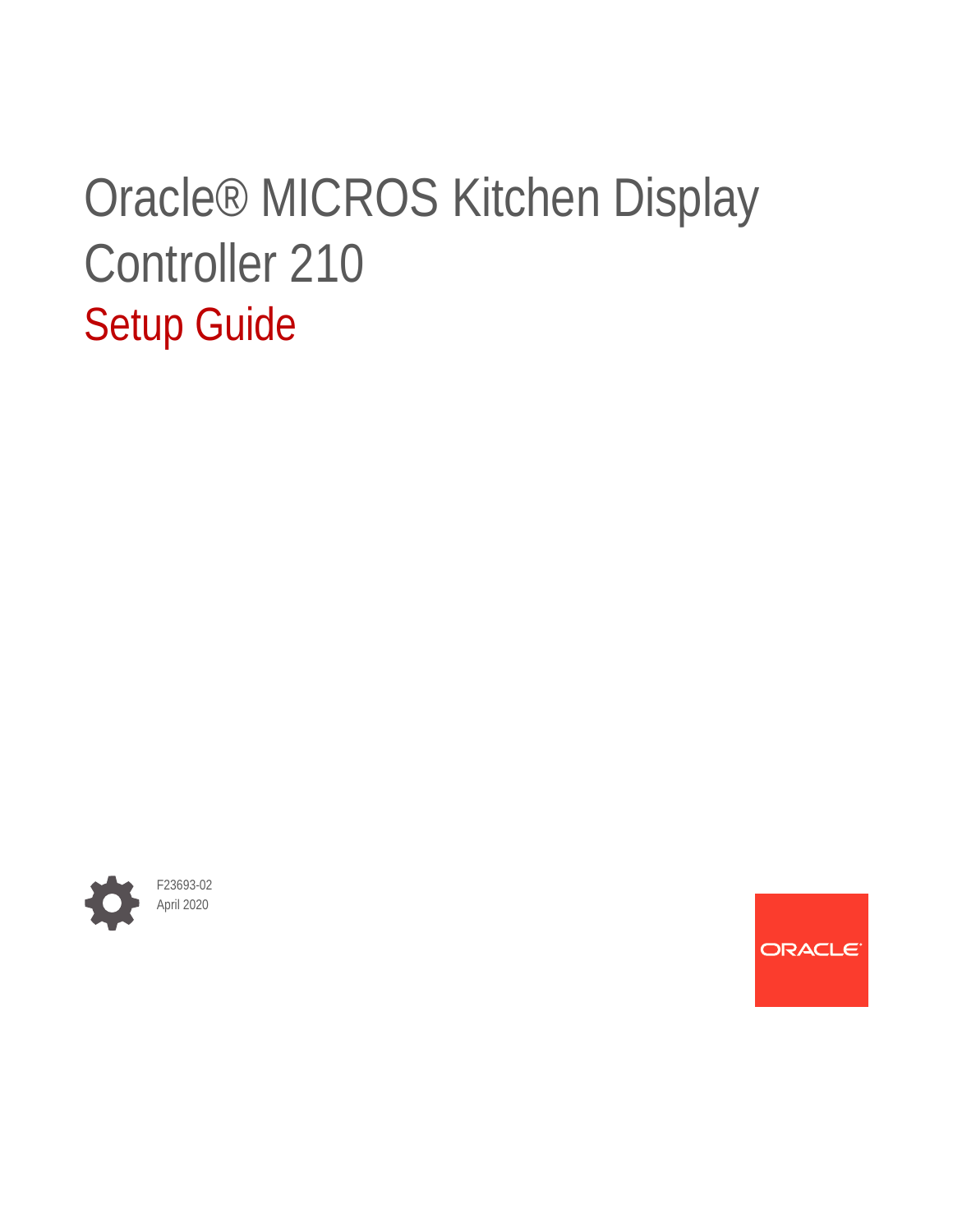# Oracle® MICROS Kitchen Display Controller 210

## Setup Guide

F23693-02
April 2020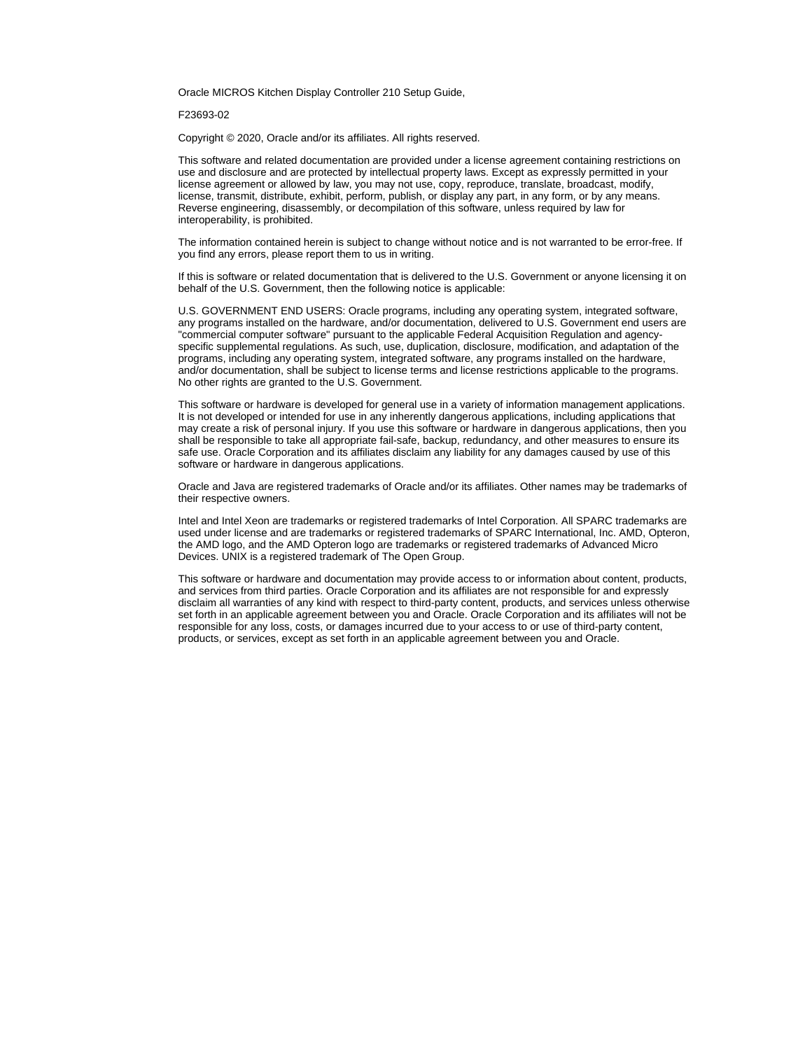Oracle MICROS Kitchen Display Controller 210 Setup Guide,

F23693-02

Copyright © 2020, Oracle and/or its affiliates. All rights reserved.

This software and related documentation are provided under a license agreement containing restrictions on use and disclosure and are protected by intellectual property laws. Except as expressly permitted in your license agreement or allowed by law, you may not use, copy, reproduce, translate, broadcast, modify, license, transmit, distribute, exhibit, perform, publish, or display any part, in any form, or by any means. Reverse engineering, disassembly, or decompilation of this software, unless required by law for interoperability, is prohibited.

The information contained herein is subject to change without notice and is not warranted to be error-free. If you find any errors, please report them to us in writing.

If this is software or related documentation that is delivered to the U.S. Government or anyone licensing it on behalf of the U.S. Government, then the following notice is applicable:

U.S. GOVERNMENT END USERS: Oracle programs, including any operating system, integrated software, any programs installed on the hardware, and/or documentation, delivered to U.S. Government end users are "commercial computer software" pursuant to the applicable Federal Acquisition Regulation and agency-specific supplemental regulations. As such, use, duplication, disclosure, modification, and adaptation of the programs, including any operating system, integrated software, any programs installed on the hardware, and/or documentation, shall be subject to license terms and license restrictions applicable to the programs. No other rights are granted to the U.S. Government.

This software or hardware is developed for general use in a variety of information management applications. It is not developed or intended for use in any inherently dangerous applications, including applications that may create a risk of personal injury. If you use this software or hardware in dangerous applications, then you shall be responsible to take all appropriate fail-safe, backup, redundancy, and other measures to ensure its safe use. Oracle Corporation and its affiliates disclaim any liability for any damages caused by use of this software or hardware in dangerous applications.

Oracle and Java are registered trademarks of Oracle and/or its affiliates. Other names may be trademarks of their respective owners.

Intel and Intel Xeon are trademarks or registered trademarks of Intel Corporation. All SPARC trademarks are used under license and are trademarks or registered trademarks of SPARC International, Inc. AMD, Opteron, the AMD logo, and the AMD Opteron logo are trademarks or registered trademarks of Advanced Micro Devices. UNIX is a registered trademark of The Open Group.

This software or hardware and documentation may provide access to or information about content, products, and services from third parties. Oracle Corporation and its affiliates are not responsible for and expressly disclaim all warranties of any kind with respect to third-party content, products, and services unless otherwise set forth in an applicable agreement between you and Oracle. Oracle Corporation and its affiliates will not be responsible for any loss, costs, or damages incurred due to your access to or use of third-party content, products, or services, except as set forth in an applicable agreement between you and Oracle.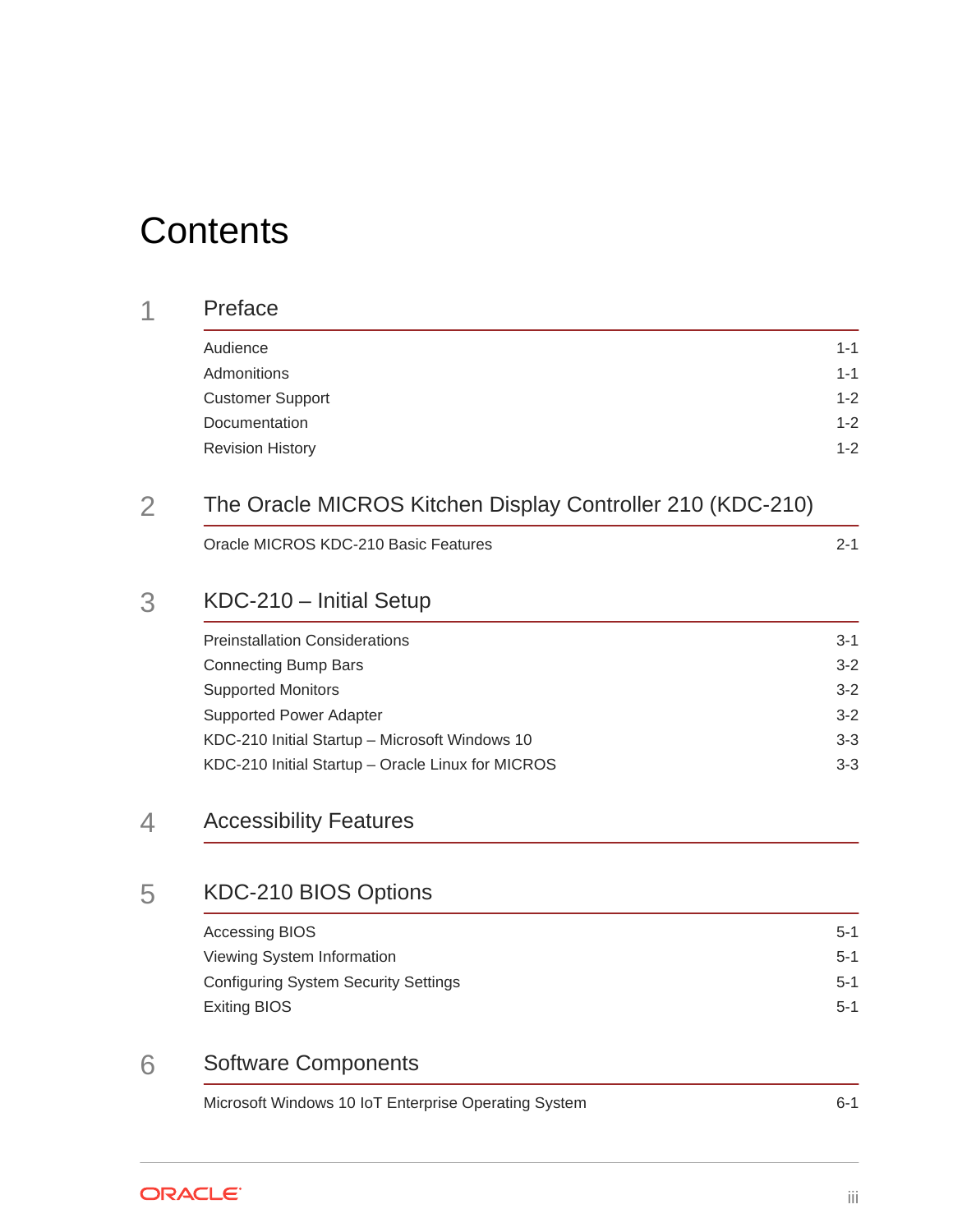# Contents

## 1 Preface

| | |
|---|---|
| Audience | 1-1 |
| Admonitions | 1-1 |
| Customer Support | 1-2 |
| Documentation | 1-2 |
| Revision History | 1-2 |

## 2 The Oracle MICROS Kitchen Display Controller 210 (KDC-210)

| | |
|---|---|
| Oracle MICROS KDC-210 Basic Features | 2-1 |

## 3 KDC-210 – Initial Setup

| | |
|---|---|
| Preinstallation Considerations | 3-1 |
| Connecting Bump Bars | 3-2 |
| Supported Monitors | 3-2 |
| Supported Power Adapter | 3-2 |
| KDC-210 Initial Startup – Microsoft Windows 10 | 3-3 |
| KDC-210 Initial Startup – Oracle Linux for MICROS | 3-3 |

## 4 Accessibility Features

## 5 KDC-210 BIOS Options

| | |
|---|---|
| Accessing BIOS | 5-1 |
| Viewing System Information | 5-1 |
| Configuring System Security Settings | 5-1 |
| Exiting BIOS | 5-1 |

## 6 Software Components

| | |
|---|---|
| Microsoft Windows 10 IoT Enterprise Operating System | 6-1 |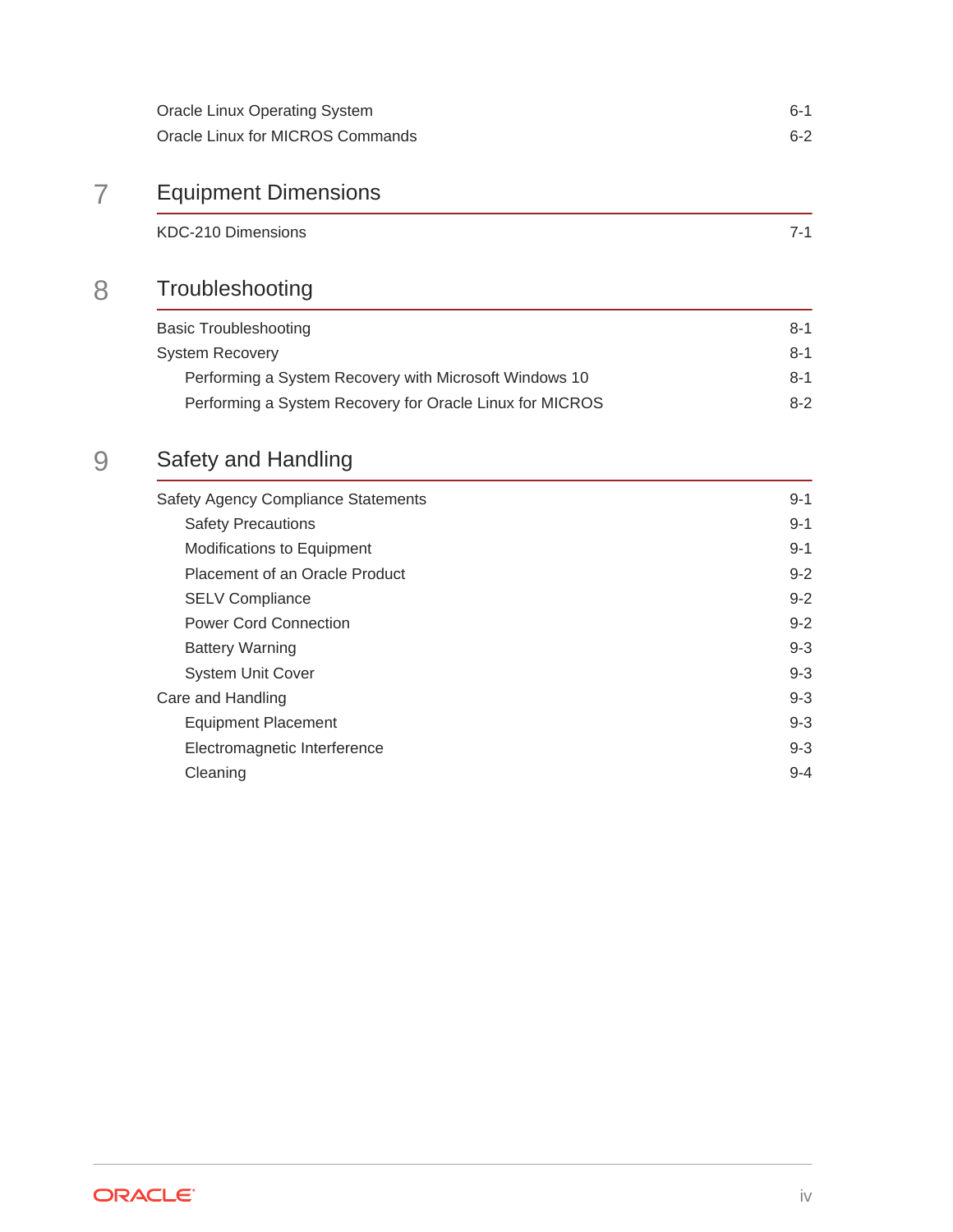Oracle Linux Operating System 6-1

Oracle Linux for MICROS Commands 6-2

## 7 Equipment Dimensions

KDC-210 Dimensions 7-1

## 8 Troubleshooting

Basic Troubleshooting 8-1

System Recovery 8-1

- Performing a System Recovery with Microsoft Windows 10 8-1
- Performing a System Recovery for Oracle Linux for MICROS 8-2

## 9 Safety and Handling

Safety Agency Compliance Statements 9-1

- Safety Precautions 9-1
- Modifications to Equipment 9-1
- Placement of an Oracle Product 9-2
- SELV Compliance 9-2
- Power Cord Connection 9-2
- Battery Warning 9-3
- System Unit Cover 9-3

Care and Handling 9-3

- Equipment Placement 9-3
- Electromagnetic Interference 9-3
- Cleaning 9-4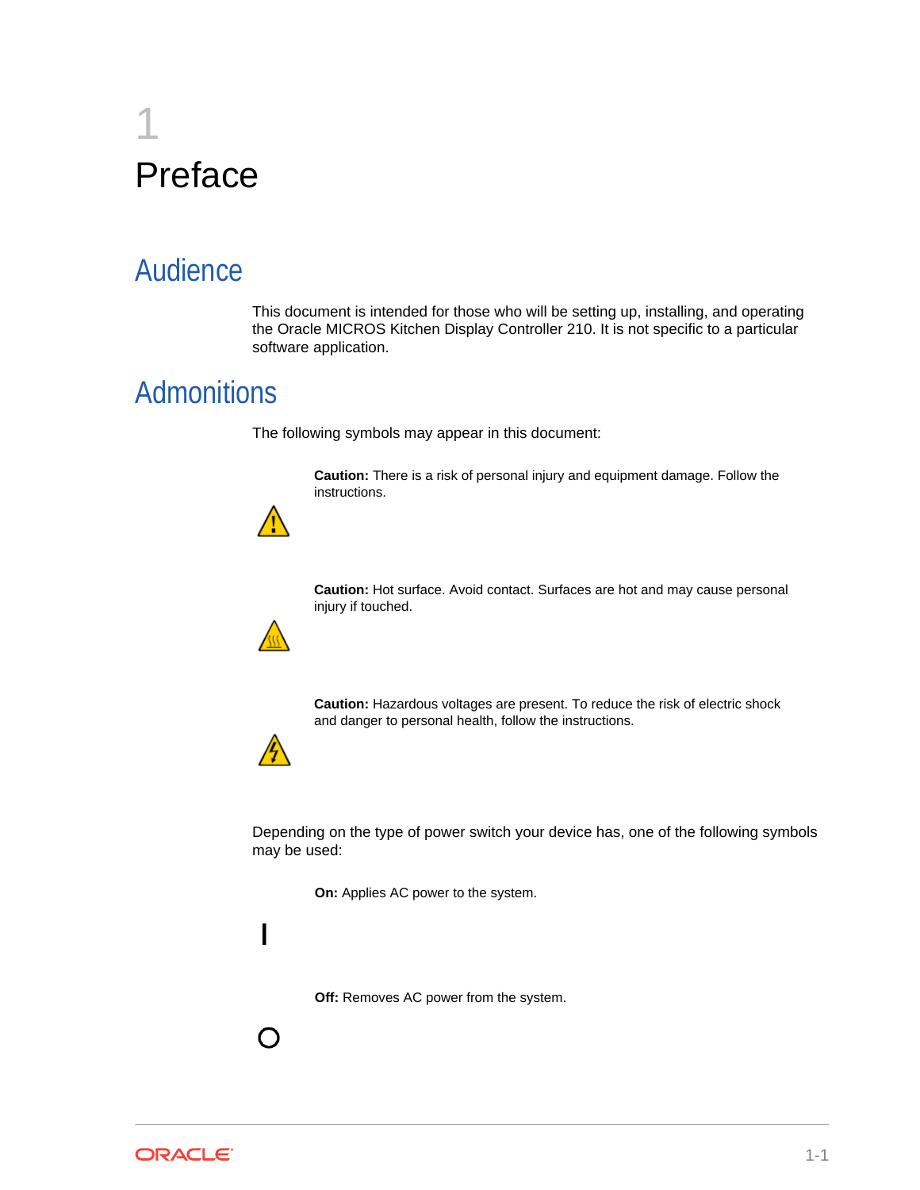# 1 Preface

## Audience

This document is intended for those who will be setting up, installing, and operating the Oracle MICROS Kitchen Display Controller 210. It is not specific to a particular software application.

## Admonitions

The following symbols may appear in this document:

**Caution:** There is a risk of personal injury and equipment damage. Follow the instructions.

**Caution:** Hot surface. Avoid contact. Surfaces are hot and may cause personal injury if touched.

**Caution:** Hazardous voltages are present. To reduce the risk of electric shock and danger to personal health, follow the instructions.

Depending on the type of power switch your device has, one of the following symbols may be used:

**On:** Applies AC power to the system.

**Off:** Removes AC power from the system.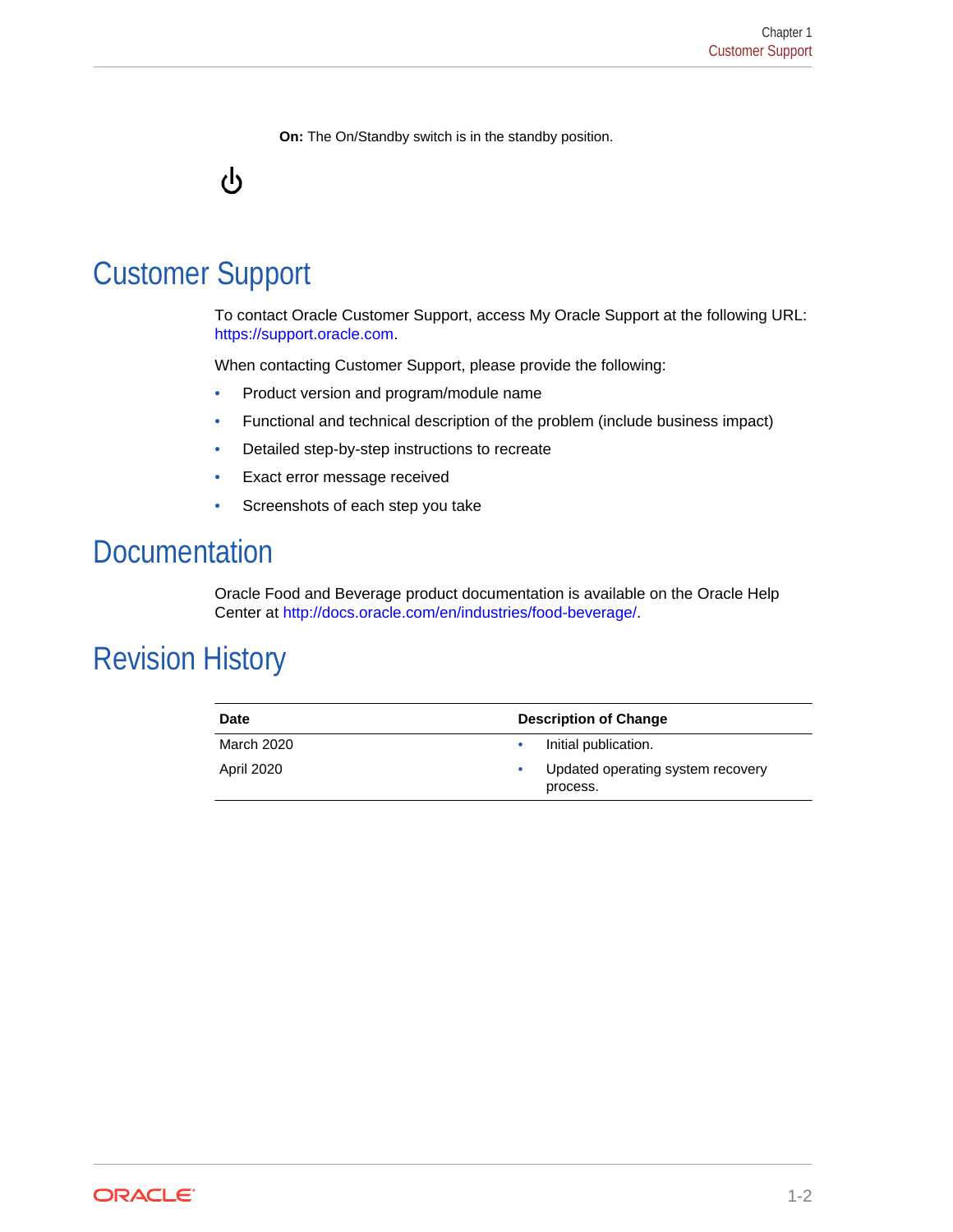**On:** The On/Standby switch is in the standby position.

⏻

# Customer Support

To contact Oracle Customer Support, access My Oracle Support at the following URL: https://support.oracle.com.

When contacting Customer Support, please provide the following:

- Product version and program/module name
- Functional and technical description of the problem (include business impact)
- Detailed step-by-step instructions to recreate
- Exact error message received
- Screenshots of each step you take

# Documentation

Oracle Food and Beverage product documentation is available on the Oracle Help Center at http://docs.oracle.com/en/industries/food-beverage/.

# Revision History

| Date | Description of Change |
| --- | --- |
| March 2020 | • Initial publication. |
| April 2020 | • Updated operating system recovery process. |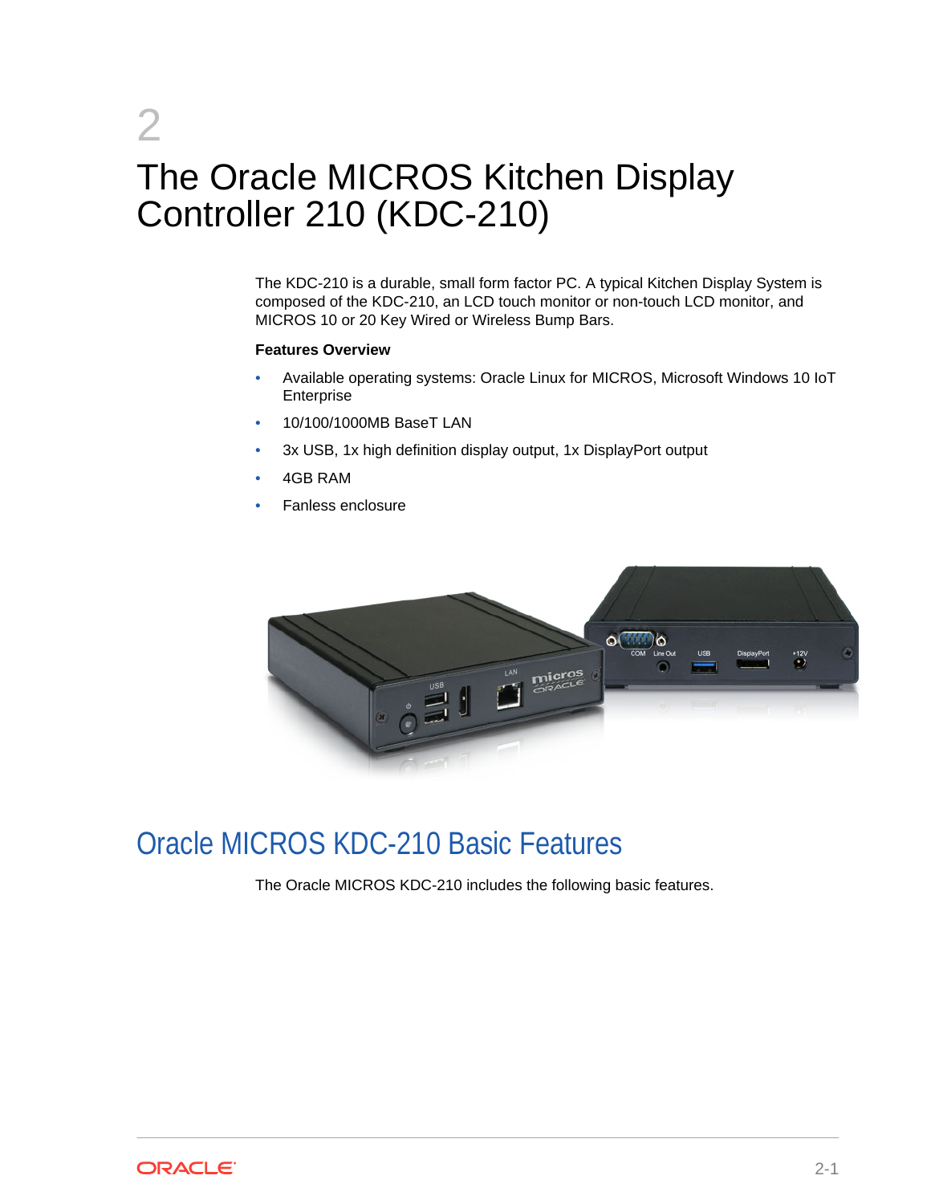# 2 The Oracle MICROS Kitchen Display Controller 210 (KDC-210)

The KDC-210 is a durable, small form factor PC. A typical Kitchen Display System is composed of the KDC-210, an LCD touch monitor or non-touch LCD monitor, and MICROS 10 or 20 Key Wired or Wireless Bump Bars.

**Features Overview**

- Available operating systems: Oracle Linux for MICROS, Microsoft Windows 10 IoT Enterprise
- 10/100/1000MB BaseT LAN
- 3x USB, 1x high definition display output, 1x DisplayPort output
- 4GB RAM
- Fanless enclosure

## Oracle MICROS KDC-210 Basic Features

The Oracle MICROS KDC-210 includes the following basic features.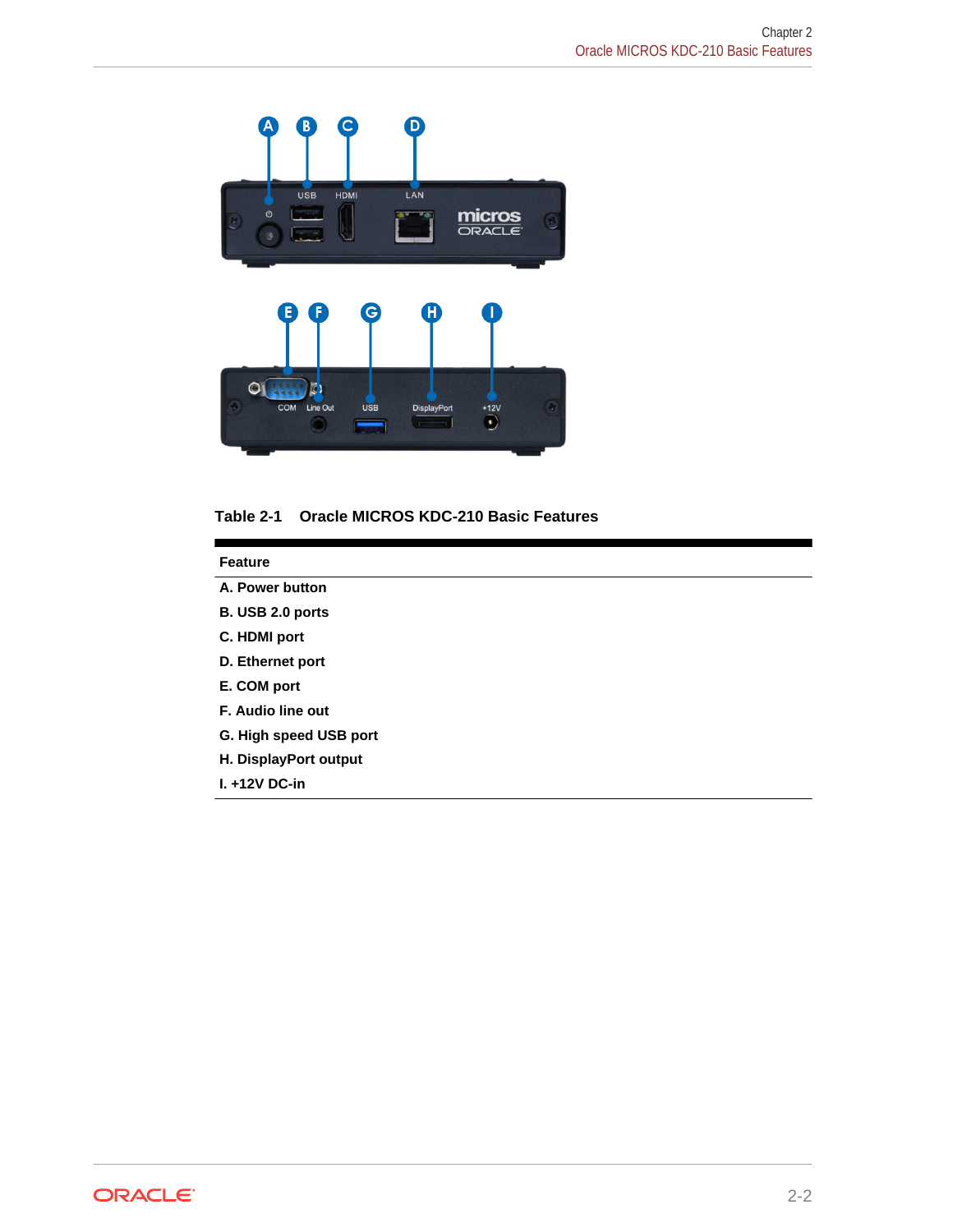Table 2-1 Oracle MICROS KDC-210 Basic Features

| Feature |
| --- |
| A. Power button |
| B. USB 2.0 ports |
| C. HDMI port |
| D. Ethernet port |
| E. COM port |
| F. Audio line out |
| G. High speed USB port |
| H. DisplayPort output |
| I. +12V DC-in |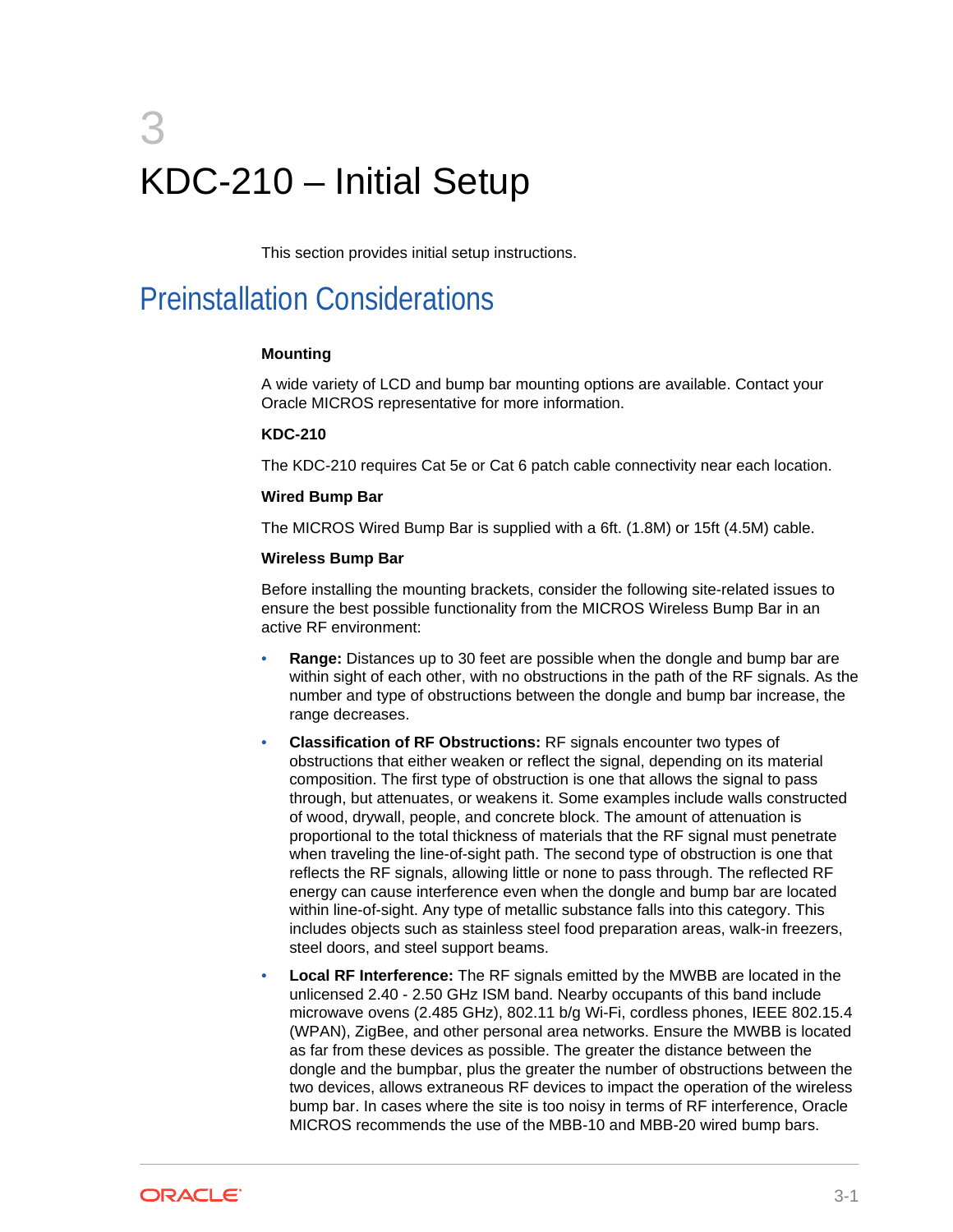# 3 KDC-210 – Initial Setup

This section provides initial setup instructions.

## Preinstallation Considerations

**Mounting**

A wide variety of LCD and bump bar mounting options are available. Contact your Oracle MICROS representative for more information.

**KDC-210**

The KDC-210 requires Cat 5e or Cat 6 patch cable connectivity near each location.

**Wired Bump Bar**

The MICROS Wired Bump Bar is supplied with a 6ft. (1.8M) or 15ft (4.5M) cable.

**Wireless Bump Bar**

Before installing the mounting brackets, consider the following site-related issues to ensure the best possible functionality from the MICROS Wireless Bump Bar in an active RF environment:

- **Range:** Distances up to 30 feet are possible when the dongle and bump bar are within sight of each other, with no obstructions in the path of the RF signals. As the number and type of obstructions between the dongle and bump bar increase, the range decreases.
- **Classification of RF Obstructions:** RF signals encounter two types of obstructions that either weaken or reflect the signal, depending on its material composition. The first type of obstruction is one that allows the signal to pass through, but attenuates, or weakens it. Some examples include walls constructed of wood, drywall, people, and concrete block. The amount of attenuation is proportional to the total thickness of materials that the RF signal must penetrate when traveling the line-of-sight path. The second type of obstruction is one that reflects the RF signals, allowing little or none to pass through. The reflected RF energy can cause interference even when the dongle and bump bar are located within line-of-sight. Any type of metallic substance falls into this category. This includes objects such as stainless steel food preparation areas, walk-in freezers, steel doors, and steel support beams.
- **Local RF Interference:** The RF signals emitted by the MWBB are located in the unlicensed 2.40 - 2.50 GHz ISM band. Nearby occupants of this band include microwave ovens (2.485 GHz), 802.11 b/g Wi-Fi, cordless phones, IEEE 802.15.4 (WPAN), ZigBee, and other personal area networks. Ensure the MWBB is located as far from these devices as possible. The greater the distance between the dongle and the bumpbar, plus the greater the number of obstructions between the two devices, allows extraneous RF devices to impact the operation of the wireless bump bar. In cases where the site is too noisy in terms of RF interference, Oracle MICROS recommends the use of the MBB-10 and MBB-20 wired bump bars.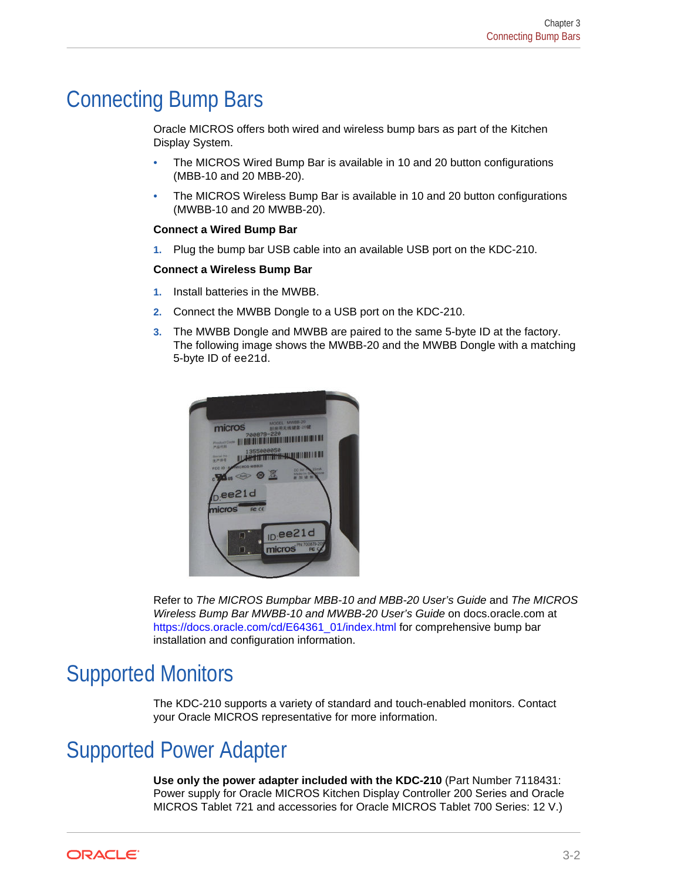# Connecting Bump Bars

Oracle MICROS offers both wired and wireless bump bars as part of the Kitchen Display System.

- The MICROS Wired Bump Bar is available in 10 and 20 button configurations (MBB-10 and 20 MBB-20).
- The MICROS Wireless Bump Bar is available in 10 and 20 button configurations (MWBB-10 and 20 MWBB-20).

**Connect a Wired Bump Bar**

1. Plug the bump bar USB cable into an available USB port on the KDC-210.

**Connect a Wireless Bump Bar**

1. Install batteries in the MWBB.
2. Connect the MWBB Dongle to a USB port on the KDC-210.
3. The MWBB Dongle and MWBB are paired to the same 5-byte ID at the factory. The following image shows the MWBB-20 and the MWBB Dongle with a matching 5-byte ID of `ee21d`.

Refer to *The MICROS Bumpbar MBB-10 and MBB-20 User's Guide* and *The MICROS Wireless Bump Bar MWBB-10 and MWBB-20 User's Guide* on docs.oracle.com at https://docs.oracle.com/cd/E64361_01/index.html for comprehensive bump bar installation and configuration information.

# Supported Monitors

The KDC-210 supports a variety of standard and touch-enabled monitors. Contact your Oracle MICROS representative for more information.

# Supported Power Adapter

**Use only the power adapter included with the KDC-210** (Part Number 7118431: Power supply for Oracle MICROS Kitchen Display Controller 200 Series and Oracle MICROS Tablet 721 and accessories for Oracle MICROS Tablet 700 Series: 12 V.)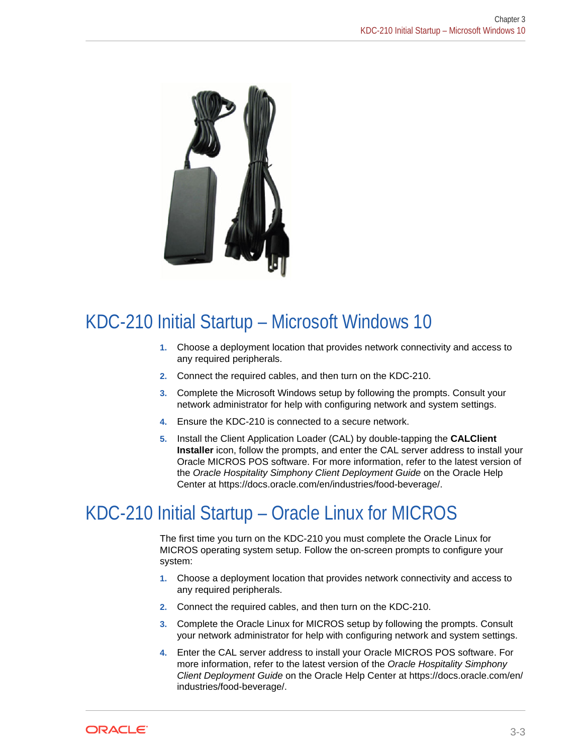## KDC-210 Initial Startup – Microsoft Windows 10

1. Choose a deployment location that provides network connectivity and access to any required peripherals.
2. Connect the required cables, and then turn on the KDC-210.
3. Complete the Microsoft Windows setup by following the prompts. Consult your network administrator for help with configuring network and system settings.
4. Ensure the KDC-210 is connected to a secure network.
5. Install the Client Application Loader (CAL) by double-tapping the **CALClient Installer** icon, follow the prompts, and enter the CAL server address to install your Oracle MICROS POS software. For more information, refer to the latest version of the *Oracle Hospitality Simphony Client Deployment Guide* on the Oracle Help Center at https://docs.oracle.com/en/industries/food-beverage/.

## KDC-210 Initial Startup – Oracle Linux for MICROS

The first time you turn on the KDC-210 you must complete the Oracle Linux for MICROS operating system setup. Follow the on-screen prompts to configure your system:

1. Choose a deployment location that provides network connectivity and access to any required peripherals.
2. Connect the required cables, and then turn on the KDC-210.
3. Complete the Oracle Linux for MICROS setup by following the prompts. Consult your network administrator for help with configuring network and system settings.
4. Enter the CAL server address to install your Oracle MICROS POS software. For more information, refer to the latest version of the *Oracle Hospitality Simphony Client Deployment Guide* on the Oracle Help Center at https://docs.oracle.com/en/industries/food-beverage/.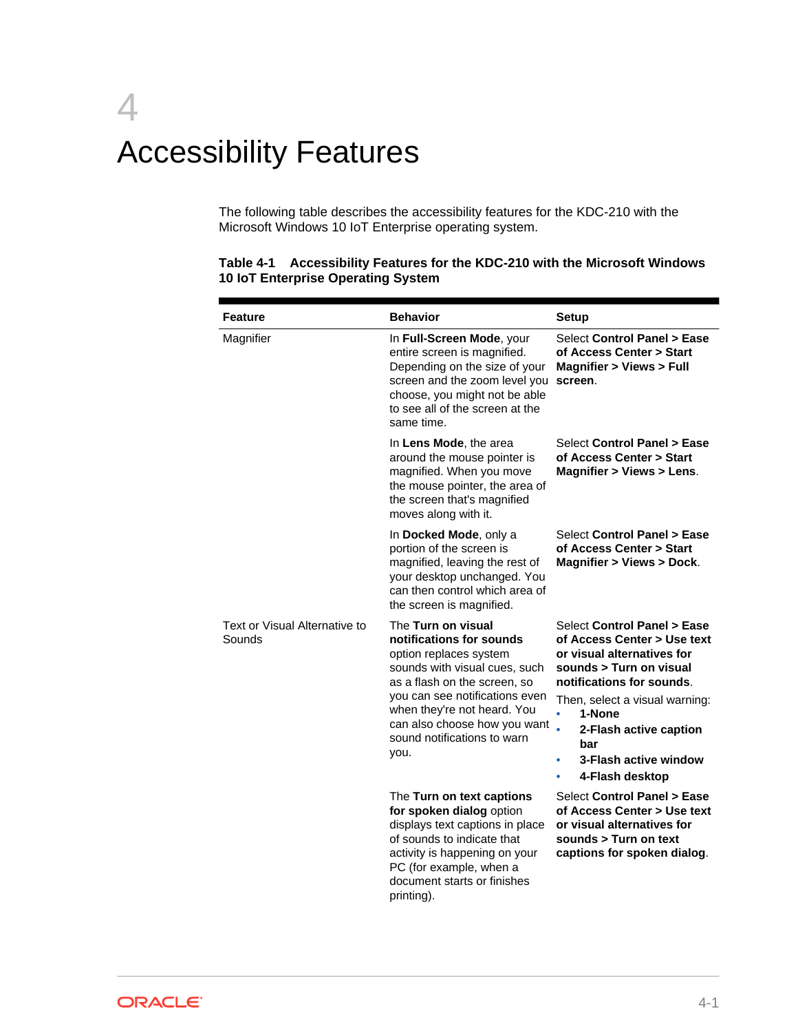# 4 Accessibility Features

The following table describes the accessibility features for the KDC-210 with the Microsoft Windows 10 IoT Enterprise operating system.

**Table 4-1 Accessibility Features for the KDC-210 with the Microsoft Windows 10 IoT Enterprise Operating System**

| Feature | Behavior | Setup |
|---|---|---|
| Magnifier | In **Full-Screen Mode**, your entire screen is magnified. Depending on the size of your screen and the zoom level you choose, you might not be able to see all of the screen at the same time. | Select **Control Panel > Ease of Access Center > Start Magnifier > Views > Full screen**. |
| | In **Lens Mode**, the area around the mouse pointer is magnified. When you move the mouse pointer, the area of the screen that's magnified moves along with it. | Select **Control Panel > Ease of Access Center > Start Magnifier > Views > Lens**. |
| | In **Docked Mode**, only a portion of the screen is magnified, leaving the rest of your desktop unchanged. You can then control which area of the screen is magnified. | Select **Control Panel > Ease of Access Center > Start Magnifier > Views > Dock**. |
| Text or Visual Alternative to Sounds | The **Turn on visual notifications for sounds** option replaces system sounds with visual cues, such as a flash on the screen, so you can see notifications even when they're not heard. You can also choose how you want sound notifications to warn you. | Select **Control Panel > Ease of Access Center > Use text or visual alternatives for sounds > Turn on visual notifications for sounds**.<br>Then, select a visual warning:<br>• **1-None**<br>• **2-Flash active caption bar**<br>• **3-Flash active window**<br>• **4-Flash desktop** |
| | The **Turn on text captions for spoken dialog** option displays text captions in place of sounds to indicate that activity is happening on your PC (for example, when a document starts or finishes printing). | Select **Control Panel > Ease of Access Center > Use text or visual alternatives for sounds > Turn on text captions for spoken dialog**. |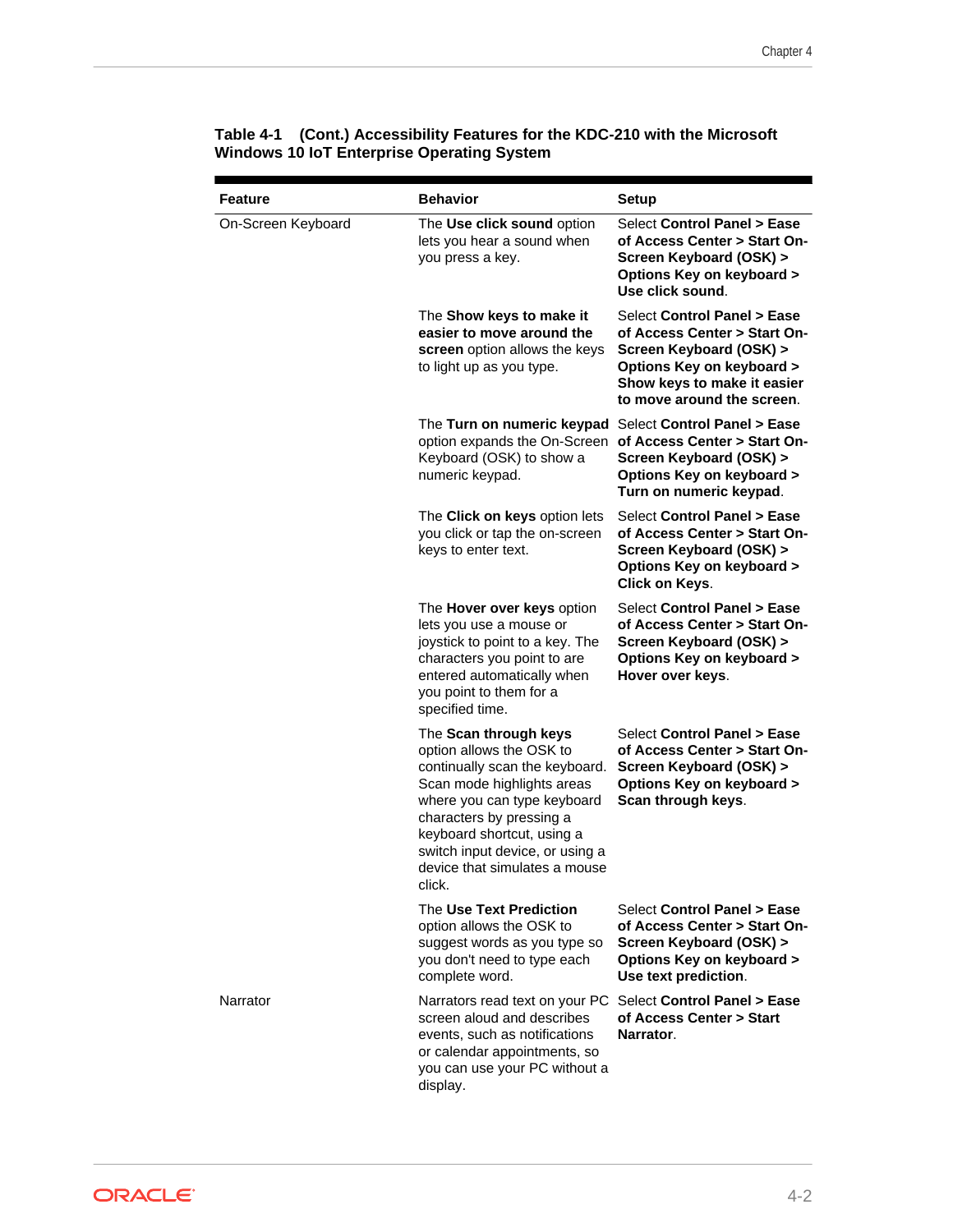**Table 4-1 (Cont.) Accessibility Features for the KDC-210 with the Microsoft Windows 10 IoT Enterprise Operating System**

| Feature | Behavior | Setup |
| --- | --- | --- |
| On-Screen Keyboard | The **Use click sound** option lets you hear a sound when you press a key. | Select **Control Panel > Ease of Access Center > Start On-Screen Keyboard (OSK) > Options Key on keyboard > Use click sound**. |
| | The **Show keys to make it easier to move around the screen** option allows the keys to light up as you type. | Select **Control Panel > Ease of Access Center > Start On-Screen Keyboard (OSK) > Options Key on keyboard > Show keys to make it easier to move around the screen**. |
| | The **Turn on numeric keypad** option expands the On-Screen Keyboard (OSK) to show a numeric keypad. | Select **Control Panel > Ease of Access Center > Start On-Screen Keyboard (OSK) > Options Key on keyboard > Turn on numeric keypad**. |
| | The **Click on keys** option lets you click or tap the on-screen keys to enter text. | Select **Control Panel > Ease of Access Center > Start On-Screen Keyboard (OSK) > Options Key on keyboard > Click on Keys**. |
| | The **Hover over keys** option lets you use a mouse or joystick to point to a key. The characters you point to are entered automatically when you point to them for a specified time. | Select **Control Panel > Ease of Access Center > Start On-Screen Keyboard (OSK) > Options Key on keyboard > Hover over keys**. |
| | The **Scan through keys** option allows the OSK to continually scan the keyboard. Scan mode highlights areas where you can type keyboard characters by pressing a keyboard shortcut, using a switch input device, or using a device that simulates a mouse click. | Select **Control Panel > Ease of Access Center > Start On-Screen Keyboard (OSK) > Options Key on keyboard > Scan through keys**. |
| | The **Use Text Prediction** option allows the OSK to suggest words as you type so you don't need to type each complete word. | Select **Control Panel > Ease of Access Center > Start On-Screen Keyboard (OSK) > Options Key on keyboard > Use text prediction**. |
| Narrator | Narrators read text on your PC screen aloud and describes events, such as notifications or calendar appointments, so you can use your PC without a display. | Select **Control Panel > Ease of Access Center > Start Narrator**. |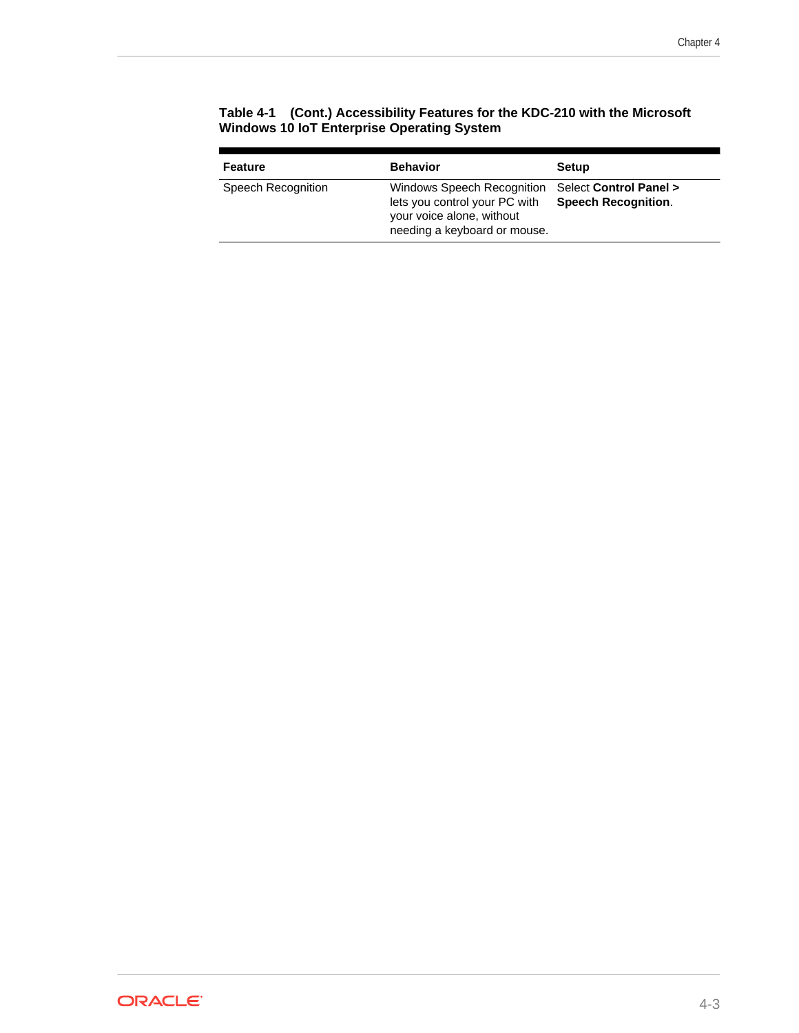**Table 4-1 (Cont.) Accessibility Features for the KDC-210 with the Microsoft Windows 10 IoT Enterprise Operating System**

| Feature | Behavior | Setup |
| --- | --- | --- |
| Speech Recognition | Windows Speech Recognition lets you control your PC with your voice alone, without needing a keyboard or mouse. | Select **Control Panel > Speech Recognition**. |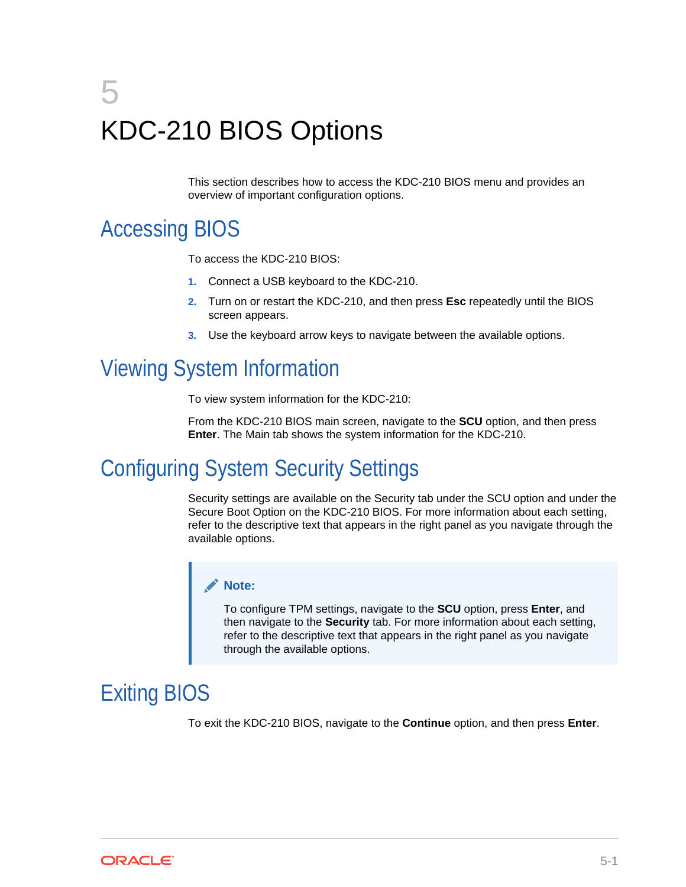# 5 KDC-210 BIOS Options

This section describes how to access the KDC-210 BIOS menu and provides an overview of important configuration options.

## Accessing BIOS

To access the KDC-210 BIOS:

1. Connect a USB keyboard to the KDC-210.
2. Turn on or restart the KDC-210, and then press **Esc** repeatedly until the BIOS screen appears.
3. Use the keyboard arrow keys to navigate between the available options.

## Viewing System Information

To view system information for the KDC-210:

From the KDC-210 BIOS main screen, navigate to the **SCU** option, and then press **Enter**. The Main tab shows the system information for the KDC-210.

## Configuring System Security Settings

Security settings are available on the Security tab under the SCU option and under the Secure Boot Option on the KDC-210 BIOS. For more information about each setting, refer to the descriptive text that appears in the right panel as you navigate through the available options.

> **Note:**
>
> To configure TPM settings, navigate to the **SCU** option, press **Enter**, and then navigate to the **Security** tab. For more information about each setting, refer to the descriptive text that appears in the right panel as you navigate through the available options.

## Exiting BIOS

To exit the KDC-210 BIOS, navigate to the **Continue** option, and then press **Enter**.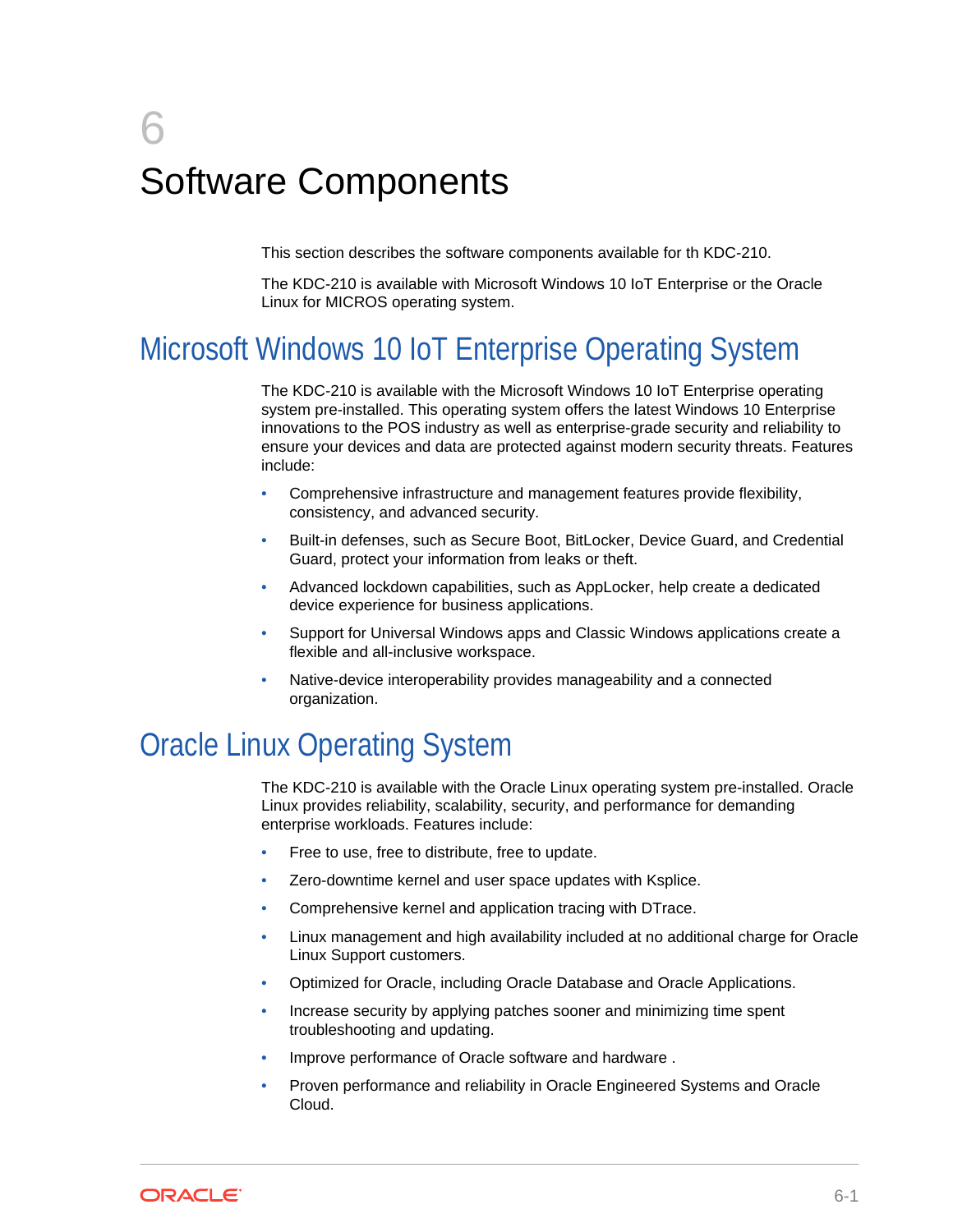# 6 Software Components

This section describes the software components available for th KDC-210.

The KDC-210 is available with Microsoft Windows 10 IoT Enterprise or the Oracle Linux for MICROS operating system.

## Microsoft Windows 10 IoT Enterprise Operating System

The KDC-210 is available with the Microsoft Windows 10 IoT Enterprise operating system pre-installed. This operating system offers the latest Windows 10 Enterprise innovations to the POS industry as well as enterprise-grade security and reliability to ensure your devices and data are protected against modern security threats. Features include:

- Comprehensive infrastructure and management features provide flexibility, consistency, and advanced security.
- Built-in defenses, such as Secure Boot, BitLocker, Device Guard, and Credential Guard, protect your information from leaks or theft.
- Advanced lockdown capabilities, such as AppLocker, help create a dedicated device experience for business applications.
- Support for Universal Windows apps and Classic Windows applications create a flexible and all-inclusive workspace.
- Native-device interoperability provides manageability and a connected organization.

## Oracle Linux Operating System

The KDC-210 is available with the Oracle Linux operating system pre-installed. Oracle Linux provides reliability, scalability, security, and performance for demanding enterprise workloads. Features include:

- Free to use, free to distribute, free to update.
- Zero-downtime kernel and user space updates with Ksplice.
- Comprehensive kernel and application tracing with DTrace.
- Linux management and high availability included at no additional charge for Oracle Linux Support customers.
- Optimized for Oracle, including Oracle Database and Oracle Applications.
- Increase security by applying patches sooner and minimizing time spent troubleshooting and updating.
- Improve performance of Oracle software and hardware .
- Proven performance and reliability in Oracle Engineered Systems and Oracle Cloud.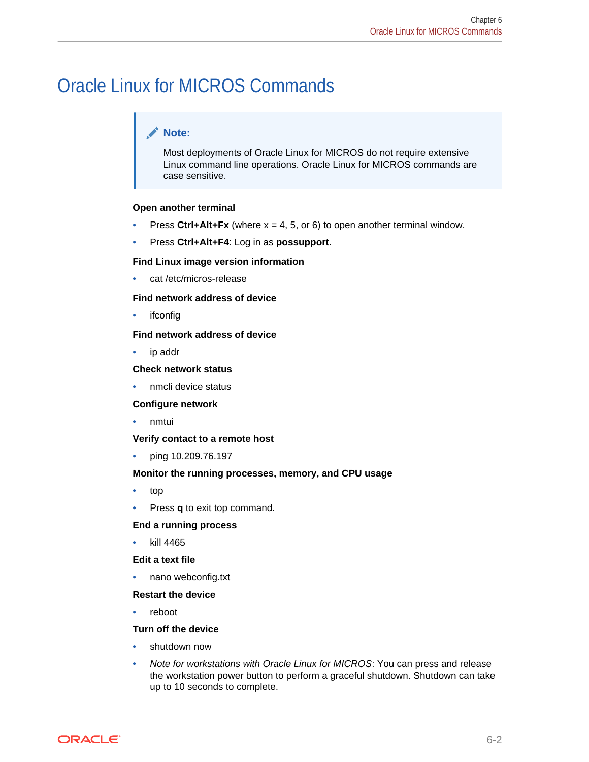# Oracle Linux for MICROS Commands

> **Note:**
>
> Most deployments of Oracle Linux for MICROS do not require extensive Linux command line operations. Oracle Linux for MICROS commands are case sensitive.

**Open another terminal**

- Press **Ctrl+Alt+Fx** (where x = 4, 5, or 6) to open another terminal window.
- Press **Ctrl+Alt+F4**: Log in as **possupport**.

**Find Linux image version information**

- cat /etc/micros-release

**Find network address of device**

- ifconfig

**Find network address of device**

- ip addr

**Check network status**

- nmcli device status

**Configure network**

- nmtui

**Verify contact to a remote host**

- ping 10.209.76.197

**Monitor the running processes, memory, and CPU usage**

- top
- Press **q** to exit top command.

**End a running process**

- kill 4465

**Edit a text file**

- nano webconfig.txt

**Restart the device**

- reboot

**Turn off the device**

- shutdown now
- *Note for workstations with Oracle Linux for MICROS*: You can press and release the workstation power button to perform a graceful shutdown. Shutdown can take up to 10 seconds to complete.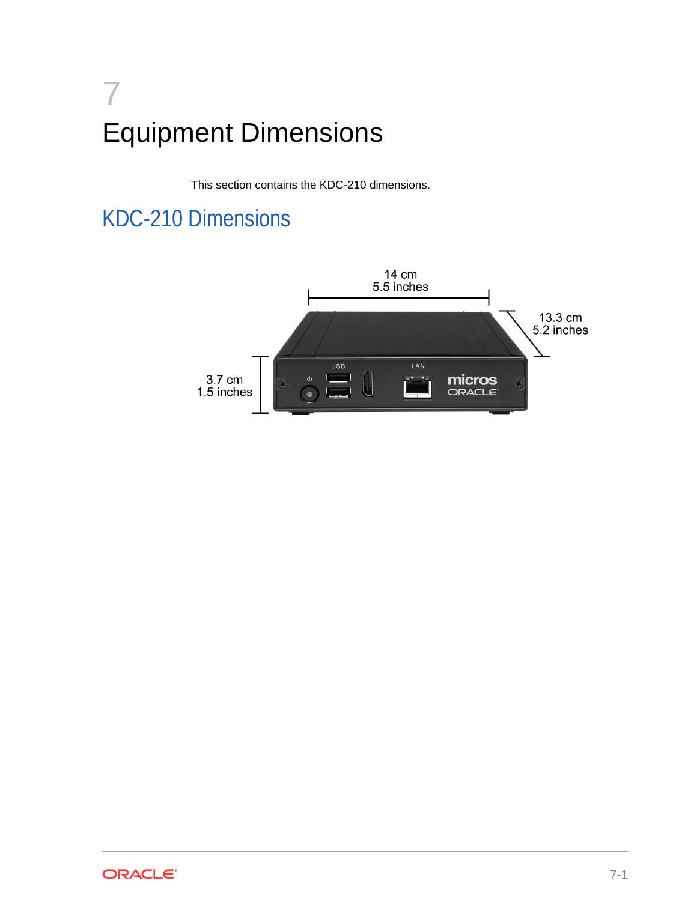# 7 Equipment Dimensions

This section contains the KDC-210 dimensions.

## KDC-210 Dimensions

14 cm
5.5 inches

13.3 cm
5.2 inches

3.7 cm
1.5 inches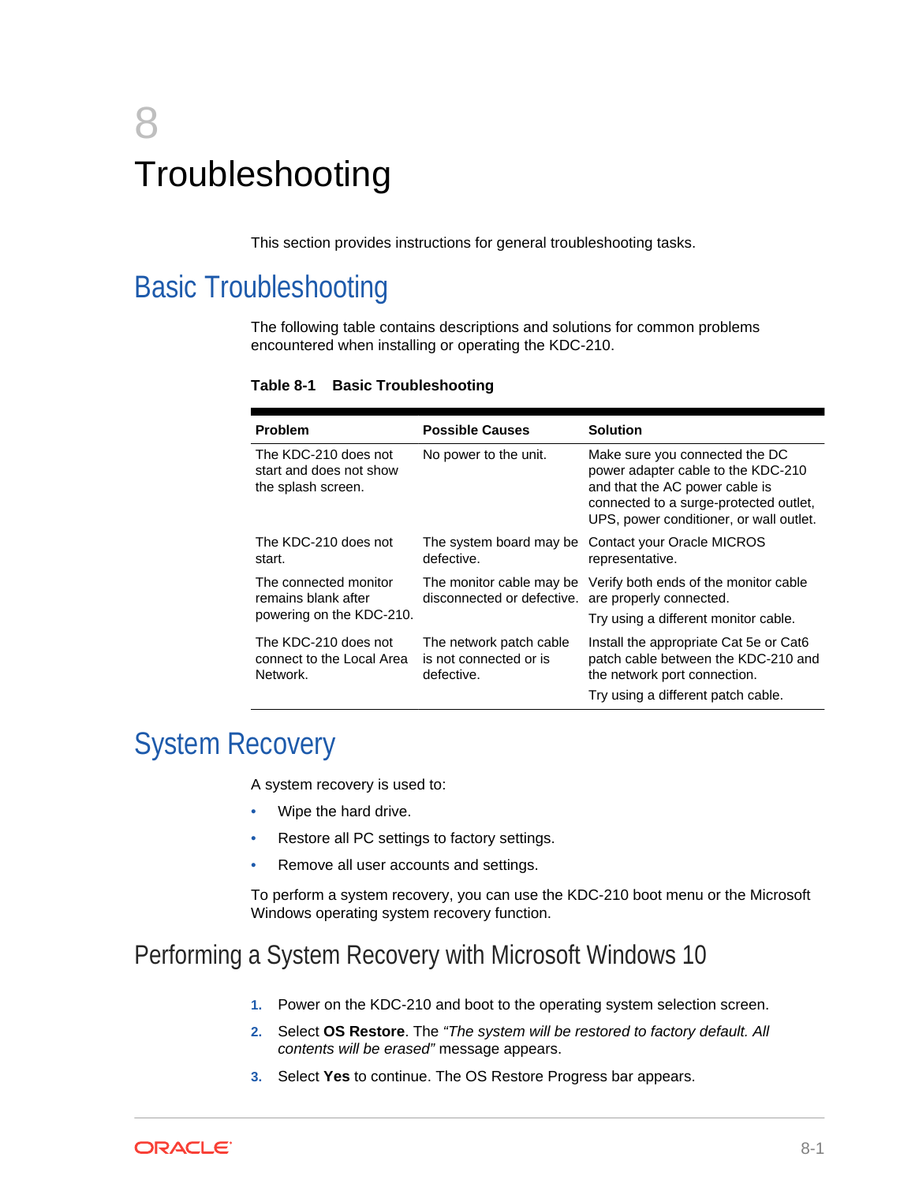# 8 Troubleshooting

This section provides instructions for general troubleshooting tasks.

## Basic Troubleshooting

The following table contains descriptions and solutions for common problems encountered when installing or operating the KDC-210.

**Table 8-1 Basic Troubleshooting**

| Problem | Possible Causes | Solution |
| --- | --- | --- |
| The KDC-210 does not start and does not show the splash screen. | No power to the unit. | Make sure you connected the DC power adapter cable to the KDC-210 and that the AC power cable is connected to a surge-protected outlet, UPS, power conditioner, or wall outlet. |
| The KDC-210 does not start. | The system board may be defective. | Contact your Oracle MICROS representative. |
| The connected monitor remains blank after powering on the KDC-210. | The monitor cable may be disconnected or defective. | Verify both ends of the monitor cable are properly connected.<br>Try using a different monitor cable. |
| The KDC-210 does not connect to the Local Area Network. | The network patch cable is not connected or is defective. | Install the appropriate Cat 5e or Cat6 patch cable between the KDC-210 and the network port connection.<br>Try using a different patch cable. |

## System Recovery

A system recovery is used to:

- Wipe the hard drive.
- Restore all PC settings to factory settings.
- Remove all user accounts and settings.

To perform a system recovery, you can use the KDC-210 boot menu or the Microsoft Windows operating system recovery function.

### Performing a System Recovery with Microsoft Windows 10

1. Power on the KDC-210 and boot to the operating system selection screen.
2. Select **OS Restore**. The *"The system will be restored to factory default. All contents will be erased"* message appears.
3. Select **Yes** to continue. The OS Restore Progress bar appears.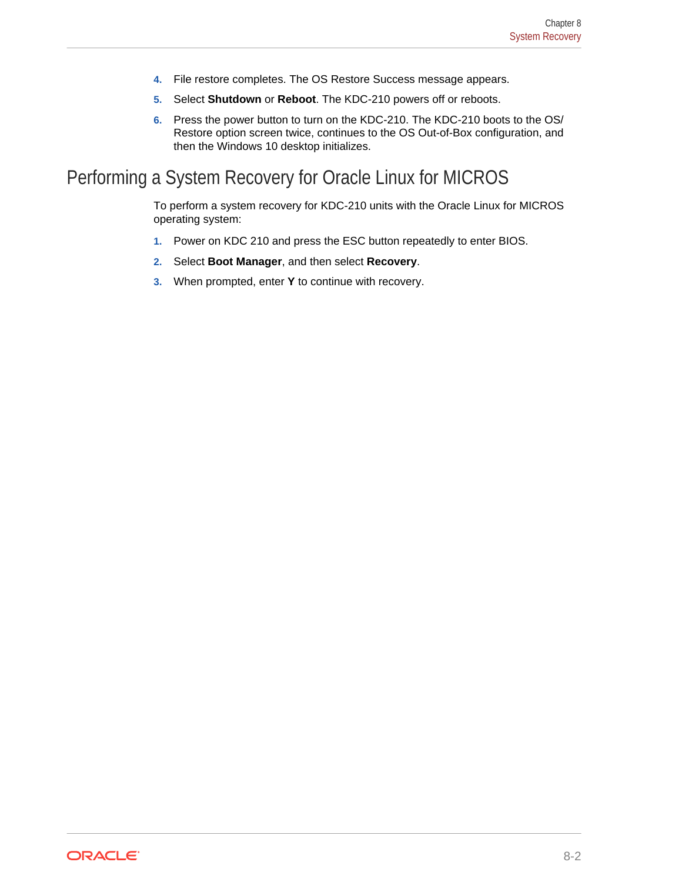4. File restore completes. The OS Restore Success message appears.
5. Select **Shutdown** or **Reboot**. The KDC-210 powers off or reboots.
6. Press the power button to turn on the KDC-210. The KDC-210 boots to the OS/Restore option screen twice, continues to the OS Out-of-Box configuration, and then the Windows 10 desktop initializes.

## Performing a System Recovery for Oracle Linux for MICROS

To perform a system recovery for KDC-210 units with the Oracle Linux for MICROS operating system:

1. Power on KDC 210 and press the ESC button repeatedly to enter BIOS.
2. Select **Boot Manager**, and then select **Recovery**.
3. When prompted, enter **Y** to continue with recovery.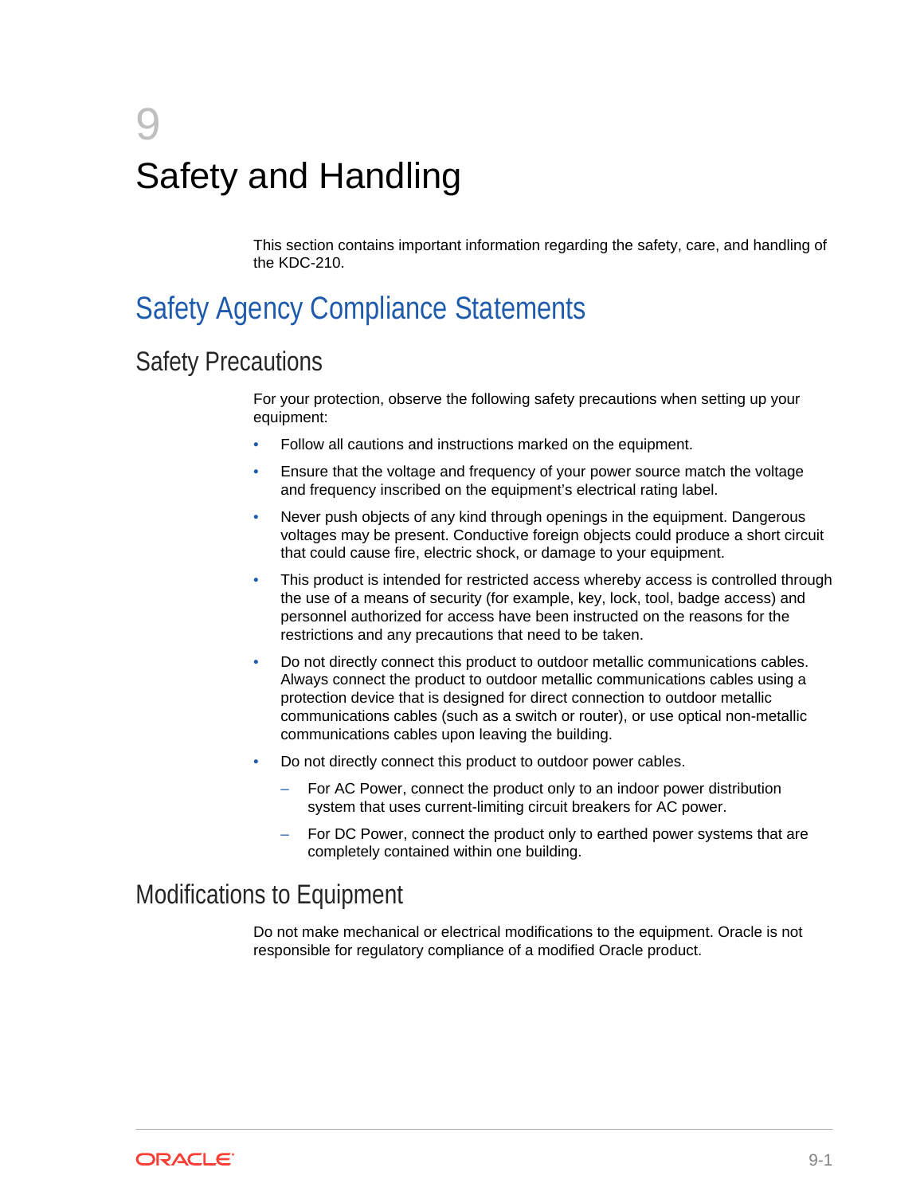# 9 Safety and Handling

This section contains important information regarding the safety, care, and handling of the KDC-210.

## Safety Agency Compliance Statements

### Safety Precautions

For your protection, observe the following safety precautions when setting up your equipment:

- Follow all cautions and instructions marked on the equipment.
- Ensure that the voltage and frequency of your power source match the voltage and frequency inscribed on the equipment's electrical rating label.
- Never push objects of any kind through openings in the equipment. Dangerous voltages may be present. Conductive foreign objects could produce a short circuit that could cause fire, electric shock, or damage to your equipment.
- This product is intended for restricted access whereby access is controlled through the use of a means of security (for example, key, lock, tool, badge access) and personnel authorized for access have been instructed on the reasons for the restrictions and any precautions that need to be taken.
- Do not directly connect this product to outdoor metallic communications cables. Always connect the product to outdoor metallic communications cables using a protection device that is designed for direct connection to outdoor metallic communications cables (such as a switch or router), or use optical non-metallic communications cables upon leaving the building.
- Do not directly connect this product to outdoor power cables.
  - For AC Power, connect the product only to an indoor power distribution system that uses current-limiting circuit breakers for AC power.
  - For DC Power, connect the product only to earthed power systems that are completely contained within one building.

### Modifications to Equipment

Do not make mechanical or electrical modifications to the equipment. Oracle is not responsible for regulatory compliance of a modified Oracle product.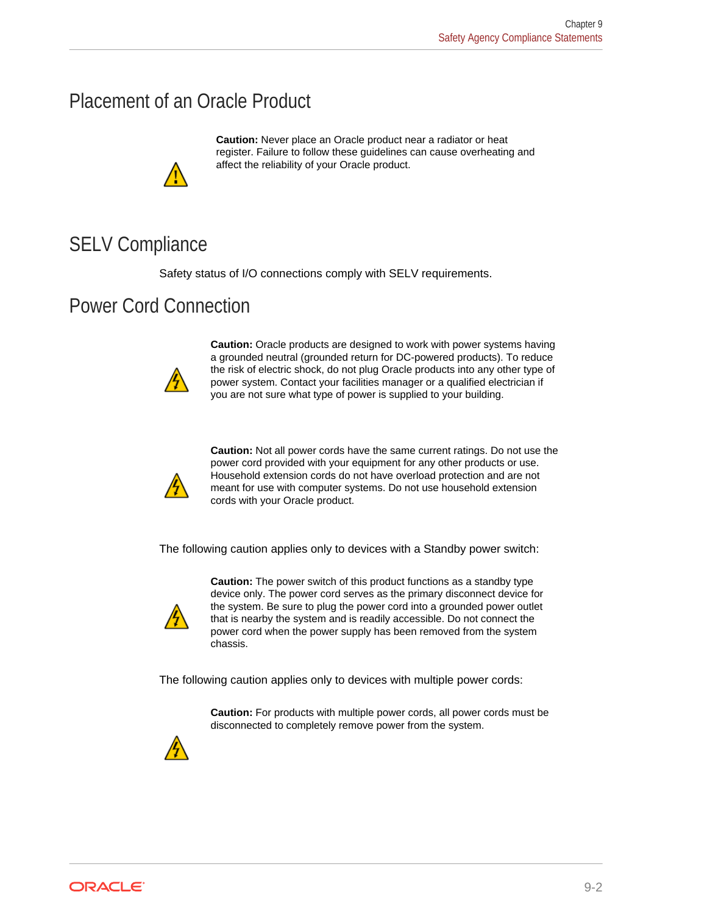## Placement of an Oracle Product

**Caution:** Never place an Oracle product near a radiator or heat register. Failure to follow these guidelines can cause overheating and affect the reliability of your Oracle product.

## SELV Compliance

Safety status of I/O connections comply with SELV requirements.

## Power Cord Connection

**Caution:** Oracle products are designed to work with power systems having a grounded neutral (grounded return for DC-powered products). To reduce the risk of electric shock, do not plug Oracle products into any other type of power system. Contact your facilities manager or a qualified electrician if you are not sure what type of power is supplied to your building.

**Caution:** Not all power cords have the same current ratings. Do not use the power cord provided with your equipment for any other products or use. Household extension cords do not have overload protection and are not meant for use with computer systems. Do not use household extension cords with your Oracle product.

The following caution applies only to devices with a Standby power switch:

**Caution:** The power switch of this product functions as a standby type device only. The power cord serves as the primary disconnect device for the system. Be sure to plug the power cord into a grounded power outlet that is nearby the system and is readily accessible. Do not connect the power cord when the power supply has been removed from the system chassis.

The following caution applies only to devices with multiple power cords:

**Caution:** For products with multiple power cords, all power cords must be disconnected to completely remove power from the system.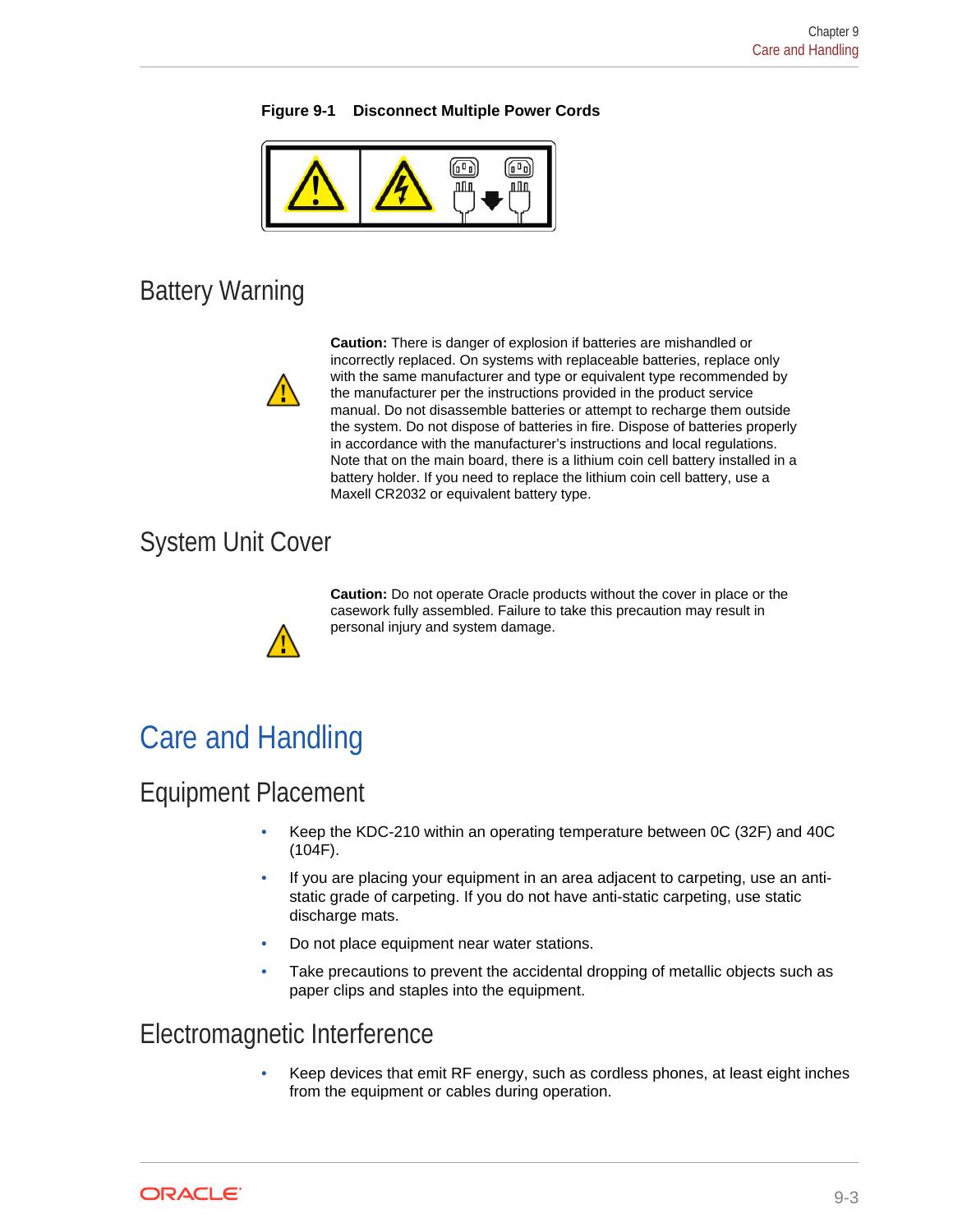**Figure 9-1 Disconnect Multiple Power Cords**

## Battery Warning

**Caution:** There is danger of explosion if batteries are mishandled or incorrectly replaced. On systems with replaceable batteries, replace only with the same manufacturer and type or equivalent type recommended by the manufacturer per the instructions provided in the product service manual. Do not disassemble batteries or attempt to recharge them outside the system. Do not dispose of batteries in fire. Dispose of batteries properly in accordance with the manufacturer's instructions and local regulations. Note that on the main board, there is a lithium coin cell battery installed in a battery holder. If you need to replace the lithium coin cell battery, use a Maxell CR2032 or equivalent battery type.

## System Unit Cover

**Caution:** Do not operate Oracle products without the cover in place or the casework fully assembled. Failure to take this precaution may result in personal injury and system damage.

# Care and Handling

## Equipment Placement

- Keep the KDC-210 within an operating temperature between 0C (32F) and 40C (104F).
- If you are placing your equipment in an area adjacent to carpeting, use an anti-static grade of carpeting. If you do not have anti-static carpeting, use static discharge mats.
- Do not place equipment near water stations.
- Take precautions to prevent the accidental dropping of metallic objects such as paper clips and staples into the equipment.

## Electromagnetic Interference

- Keep devices that emit RF energy, such as cordless phones, at least eight inches from the equipment or cables during operation.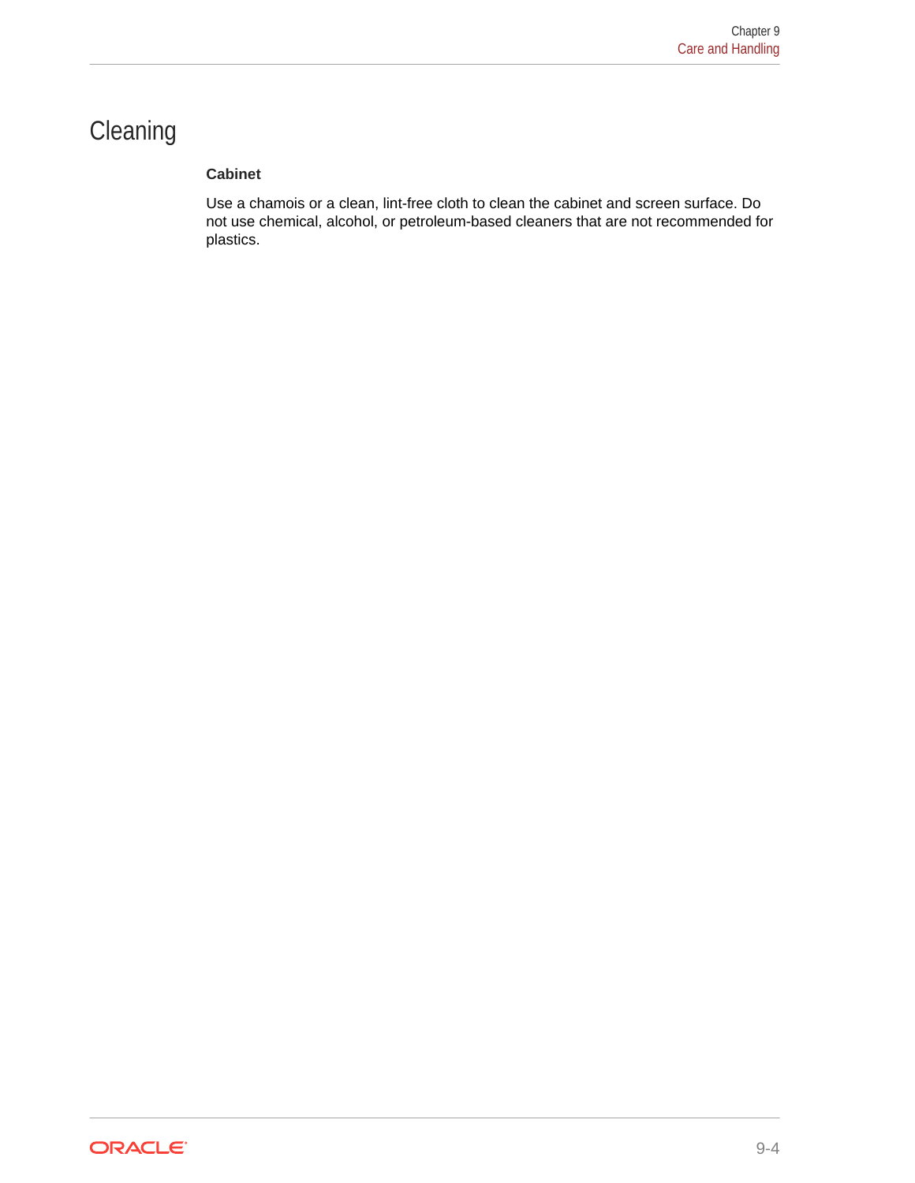## Cleaning

**Cabinet**

Use a chamois or a clean, lint-free cloth to clean the cabinet and screen surface. Do not use chemical, alcohol, or petroleum-based cleaners that are not recommended for plastics.